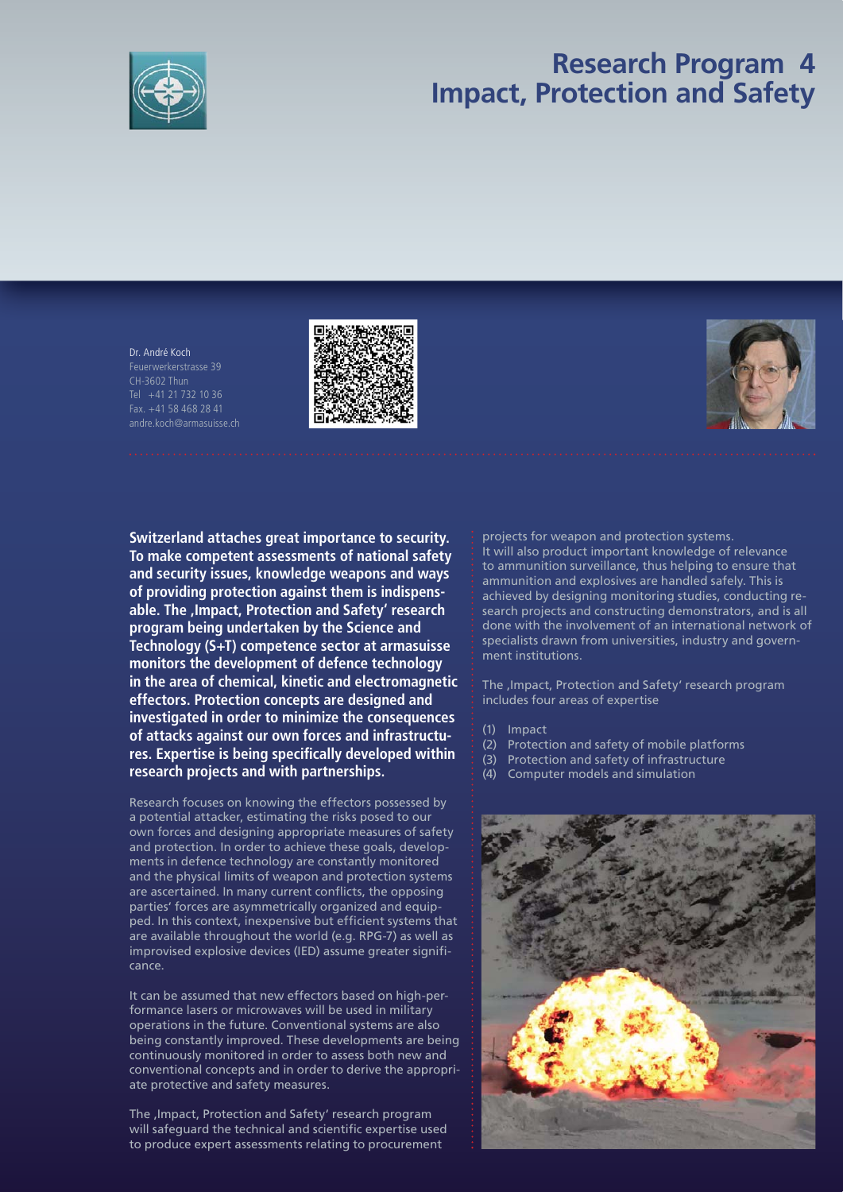# Research Program 4
# Impact, Protection and Safety

Dr. André Koch
Feuerwerkerstrasse 39
CH-3602 Thun
Tel +41 21 732 10 36
Fax. +41 58 468 28 41
andre.koch@armasuisse.ch

**Switzerland attaches great importance to security. To make competent assessments of national safety and security issues, knowledge weapons and ways of providing protection against them is indispensable. The ‚Impact, Protection and Safety' research program being undertaken by the Science and Technology (S+T) competence sector at armasuisse monitors the development of defence technology in the area of chemical, kinetic and electromagnetic effectors. Protection concepts are designed and investigated in order to minimize the consequences of attacks against our own forces and infrastructures. Expertise is being specifically developed within research projects and with partnerships.**

Research focuses on knowing the effectors possessed by a potential attacker, estimating the risks posed to our own forces and designing appropriate measures of safety and protection. In order to achieve these goals, developments in defence technology are constantly monitored and the physical limits of weapon and protection systems are ascertained. In many current conflicts, the opposing parties' forces are asymmetrically organized and equipped. In this context, inexpensive but efficient systems that are available throughout the world (e.g. RPG-7) as well as improvised explosive devices (IED) assume greater significance.

It can be assumed that new effectors based on high-performance lasers or microwaves will be used in military operations in the future. Conventional systems are also being constantly improved. These developments are being continuously monitored in order to assess both new and conventional concepts and in order to derive the appropriate protective and safety measures.

The ‚Impact, Protection and Safety' research program will safeguard the technical and scientific expertise used to produce expert assessments relating to procurement projects for weapon and protection systems. It will also product important knowledge of relevance to ammunition surveillance, thus helping to ensure that ammunition and explosives are handled safely. This is achieved by designing monitoring studies, conducting research projects and constructing demonstrators, and is all done with the involvement of an international network of specialists drawn from universities, industry and government institutions.

The ‚Impact, Protection and Safety' research program includes four areas of expertise

(1) Impact
(2) Protection and safety of mobile platforms
(3) Protection and safety of infrastructure
(4) Computer models and simulation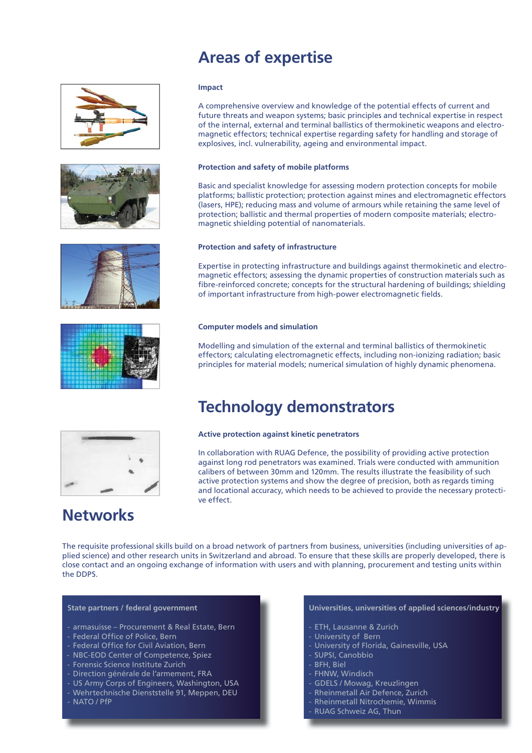# Areas of expertise

### Impact

A comprehensive overview and knowledge of the potential effects of current and future threats and weapon systems; basic principles and technical expertise in respect of the internal, external and terminal ballistics of thermokinetic weapons and electromagnetic effectors; technical expertise regarding safety for handling and storage of explosives, incl. vulnerability, ageing and environmental impact.

### Protection and safety of mobile platforms

Basic and specialist knowledge for assessing modern protection concepts for mobile platforms; ballistic protection; protection against mines and electromagnetic effectors (lasers, HPE); reducing mass and volume of armours while retaining the same level of protection; ballistic and thermal properties of modern composite materials; electromagnetic shielding potential of nanomaterials.

### Protection and safety of infrastructure

Expertise in protecting infrastructure and buildings against thermokinetic and electromagnetic effectors; assessing the dynamic properties of construction materials such as fibre-reinforced concrete; concepts for the structural hardening of buildings; shielding of important infrastructure from high-power electromagnetic fields.

### Computer models and simulation

Modelling and simulation of the external and terminal ballistics of thermokinetic effectors; calculating electromagnetic effects, including non-ionizing radiation; basic principles for material models; numerical simulation of highly dynamic phenomena.

# Technology demonstrators

### Active protection against kinetic penetrators

In collaboration with RUAG Defence, the possibility of providing active protection against long rod penetrators was examined. Trials were conducted with ammunition calibers of between 30mm and 120mm. The results illustrate the feasibility of such active protection systems and show the degree of precision, both as regards timing and locational accuracy, which needs to be achieved to provide the necessary protective effect.

# Networks

The requisite professional skills build on a broad network of partners from business, universities (including universities of applied science) and other research units in Switzerland and abroad. To ensure that these skills are properly developed, there is close contact and an ongoing exchange of information with users and with planning, procurement and testing units within the DDPS.

**State partners / federal government**

- armasuisse – Procurement & Real Estate, Bern
- Federal Office of Police, Bern
- Federal Office for Civil Aviation, Bern
- NBC-EOD Center of Competence, Spiez
- Forensic Science Institute Zurich
- Direction générale de l'armement, FRA
- US Army Corps of Engineers, Washington, USA
- Wehrtechnische Dienststelle 91, Meppen, DEU
- NATO / PfP

**Universities, universities of applied sciences/industry**

- ETH, Lausanne & Zurich
- University of Bern
- University of Florida, Gainesville, USA
- SUPSI, Canobbio
- BFH, Biel
- FHNW, Windisch
- GDELS / Mowag, Kreuzlingen
- Rheinmetall Air Defence, Zurich
- Rheinmetall Nitrochemie, Wimmis
- RUAG Schweiz AG, Thun